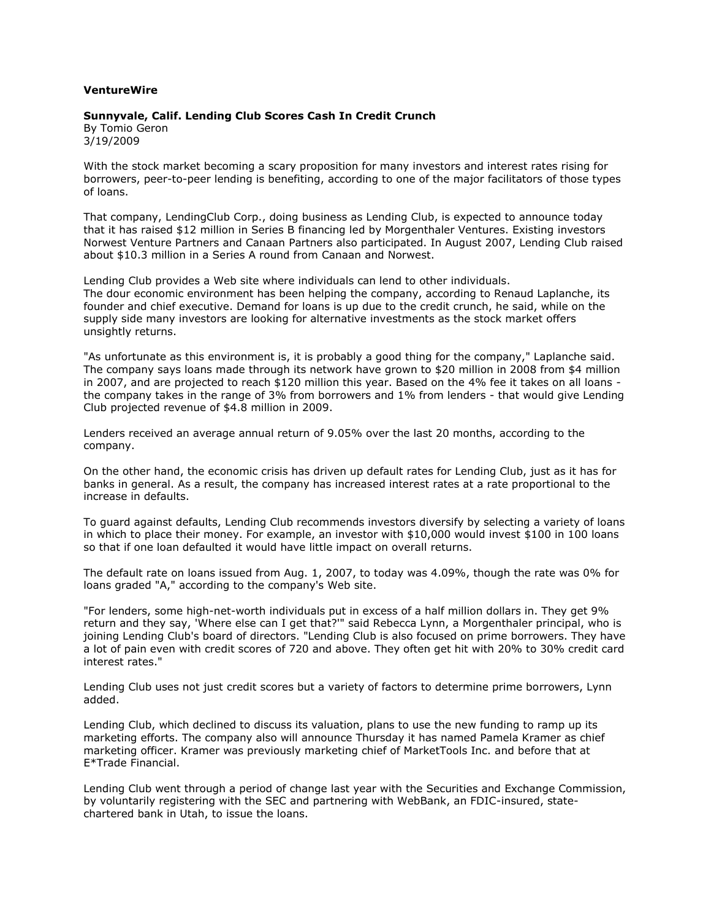**VentureWire**

**Sunnyvale, Calif. Lending Club Scores Cash In Credit Crunch**
By Tomio Geron
3/19/2009

With the stock market becoming a scary proposition for many investors and interest rates rising for borrowers, peer-to-peer lending is benefiting, according to one of the major facilitators of those types of loans.

That company, LendingClub Corp., doing business as Lending Club, is expected to announce today that it has raised $12 million in Series B financing led by Morgenthaler Ventures. Existing investors Norwest Venture Partners and Canaan Partners also participated. In August 2007, Lending Club raised about $10.3 million in a Series A round from Canaan and Norwest.

Lending Club provides a Web site where individuals can lend to other individuals.
The dour economic environment has been helping the company, according to Renaud Laplanche, its founder and chief executive. Demand for loans is up due to the credit crunch, he said, while on the supply side many investors are looking for alternative investments as the stock market offers unsightly returns.

"As unfortunate as this environment is, it is probably a good thing for the company," Laplanche said. The company says loans made through its network have grown to $20 million in 2008 from $4 million in 2007, and are projected to reach $120 million this year. Based on the 4% fee it takes on all loans - the company takes in the range of 3% from borrowers and 1% from lenders - that would give Lending Club projected revenue of $4.8 million in 2009.

Lenders received an average annual return of 9.05% over the last 20 months, according to the company.

On the other hand, the economic crisis has driven up default rates for Lending Club, just as it has for banks in general. As a result, the company has increased interest rates at a rate proportional to the increase in defaults.

To guard against defaults, Lending Club recommends investors diversify by selecting a variety of loans in which to place their money. For example, an investor with $10,000 would invest $100 in 100 loans so that if one loan defaulted it would have little impact on overall returns.

The default rate on loans issued from Aug. 1, 2007, to today was 4.09%, though the rate was 0% for loans graded "A," according to the company's Web site.

"For lenders, some high-net-worth individuals put in excess of a half million dollars in. They get 9% return and they say, 'Where else can I get that?'" said Rebecca Lynn, a Morgenthaler principal, who is joining Lending Club's board of directors. "Lending Club is also focused on prime borrowers. They have a lot of pain even with credit scores of 720 and above. They often get hit with 20% to 30% credit card interest rates."

Lending Club uses not just credit scores but a variety of factors to determine prime borrowers, Lynn added.

Lending Club, which declined to discuss its valuation, plans to use the new funding to ramp up its marketing efforts. The company also will announce Thursday it has named Pamela Kramer as chief marketing officer. Kramer was previously marketing chief of MarketTools Inc. and before that at E*Trade Financial.

Lending Club went through a period of change last year with the Securities and Exchange Commission, by voluntarily registering with the SEC and partnering with WebBank, an FDIC-insured, state-chartered bank in Utah, to issue the loans.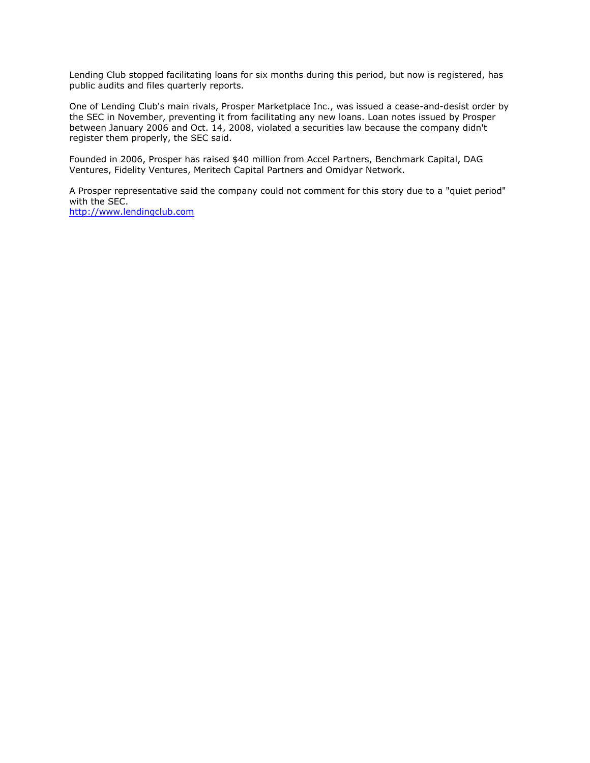Lending Club stopped facilitating loans for six months during this period, but now is registered, has public audits and files quarterly reports.

One of Lending Club's main rivals, Prosper Marketplace Inc., was issued a cease-and-desist order by the SEC in November, preventing it from facilitating any new loans. Loan notes issued by Prosper between January 2006 and Oct. 14, 2008, violated a securities law because the company didn't register them properly, the SEC said.

Founded in 2006, Prosper has raised $40 million from Accel Partners, Benchmark Capital, DAG Ventures, Fidelity Ventures, Meritech Capital Partners and Omidyar Network.

A Prosper representative said the company could not comment for this story due to a "quiet period" with the SEC.
http://www.lendingclub.com